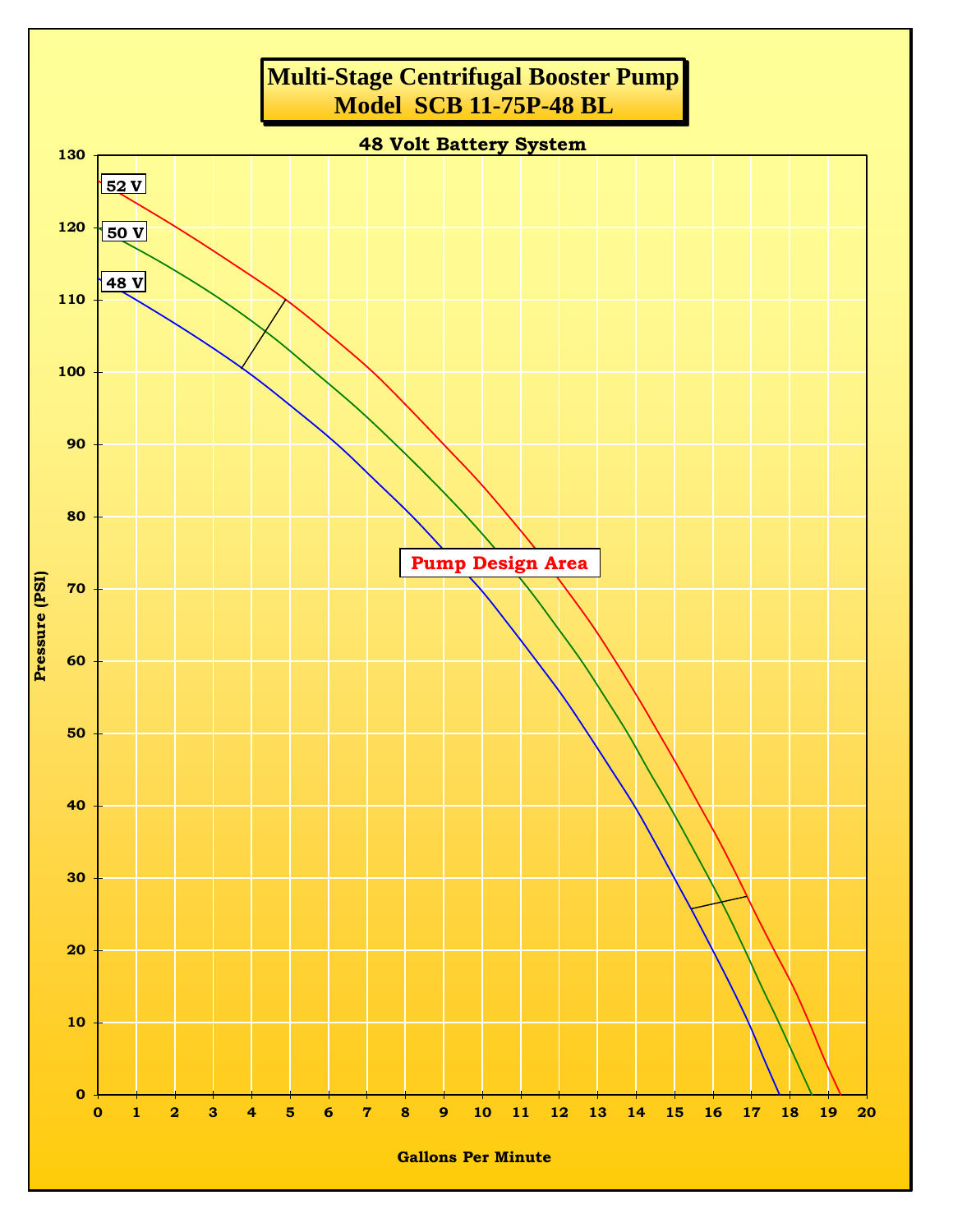# Multi-Stage Centrifugal Booster Pump
# Model SCB 11-75P-48 BL

**48 Volt Battery System**

52 V

50 V

48 V

**Pump Design Area**

Pressure (PSI): 0, 10, 20, 30, 40, 50, 60, 70, 80, 90, 100, 110, 120, 130

Gallons Per Minute: 0, 1, 2, 3, 4, 5, 6, 7, 8, 9, 10, 11, 12, 13, 14, 15, 16, 17, 18, 19, 20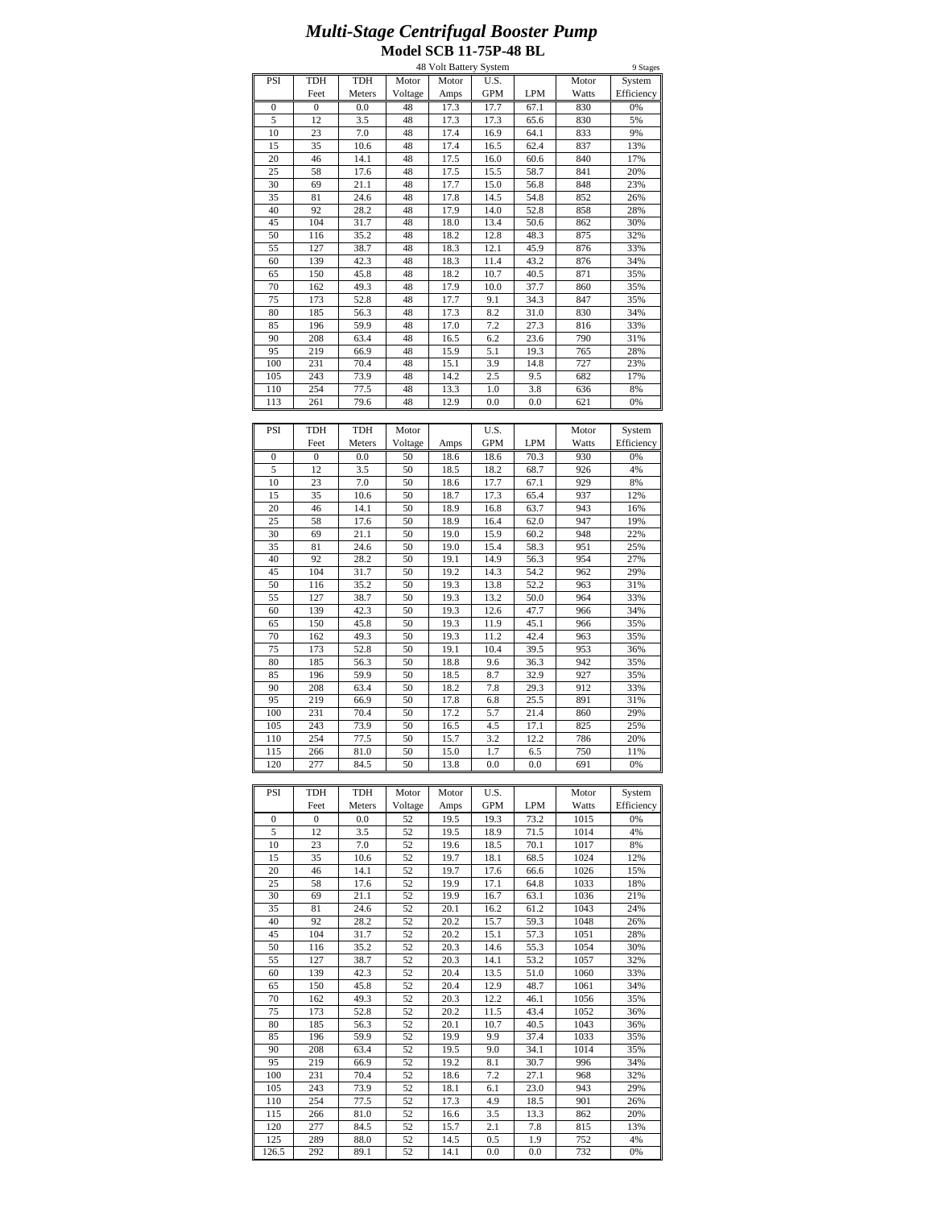# *Multi-Stage Centrifugal Booster Pump*

## Model SCB 11-75P-48 BL

48 Volt Battery System

9 Stages

| PSI | TDH Feet | TDH Meters | Motor Voltage | Motor Amps | U.S. GPM | LPM | Motor Watts | System Efficiency |
|---|---|---|---|---|---|---|---|---|
| 0 | 0 | 0.0 | 48 | 17.3 | 17.7 | 67.1 | 830 | 0% |
| 5 | 12 | 3.5 | 48 | 17.3 | 17.3 | 65.6 | 830 | 5% |
| 10 | 23 | 7.0 | 48 | 17.4 | 16.9 | 64.1 | 833 | 9% |
| 15 | 35 | 10.6 | 48 | 17.4 | 16.5 | 62.4 | 837 | 13% |
| 20 | 46 | 14.1 | 48 | 17.5 | 16.0 | 60.6 | 840 | 17% |
| 25 | 58 | 17.6 | 48 | 17.5 | 15.5 | 58.7 | 841 | 20% |
| 30 | 69 | 21.1 | 48 | 17.7 | 15.0 | 56.8 | 848 | 23% |
| 35 | 81 | 24.6 | 48 | 17.8 | 14.5 | 54.8 | 852 | 26% |
| 40 | 92 | 28.2 | 48 | 17.9 | 14.0 | 52.8 | 858 | 28% |
| 45 | 104 | 31.7 | 48 | 18.0 | 13.4 | 50.6 | 862 | 30% |
| 50 | 116 | 35.2 | 48 | 18.2 | 12.8 | 48.3 | 875 | 32% |
| 55 | 127 | 38.7 | 48 | 18.3 | 12.1 | 45.9 | 876 | 33% |
| 60 | 139 | 42.3 | 48 | 18.3 | 11.4 | 43.2 | 876 | 34% |
| 65 | 150 | 45.8 | 48 | 18.2 | 10.7 | 40.5 | 871 | 35% |
| 70 | 162 | 49.3 | 48 | 17.9 | 10.0 | 37.7 | 860 | 35% |
| 75 | 173 | 52.8 | 48 | 17.7 | 9.1 | 34.3 | 847 | 35% |
| 80 | 185 | 56.3 | 48 | 17.3 | 8.2 | 31.0 | 830 | 34% |
| 85 | 196 | 59.9 | 48 | 17.0 | 7.2 | 27.3 | 816 | 33% |
| 90 | 208 | 63.4 | 48 | 16.5 | 6.2 | 23.6 | 790 | 31% |
| 95 | 219 | 66.9 | 48 | 15.9 | 5.1 | 19.3 | 765 | 28% |
| 100 | 231 | 70.4 | 48 | 15.1 | 3.9 | 14.8 | 727 | 23% |
| 105 | 243 | 73.9 | 48 | 14.2 | 2.5 | 9.5 | 682 | 17% |
| 110 | 254 | 77.5 | 48 | 13.3 | 1.0 | 3.8 | 636 | 8% |
| 113 | 261 | 79.6 | 48 | 12.9 | 0.0 | 0.0 | 621 | 0% |

| PSI | TDH Feet | TDH Meters | Motor Voltage | Amps | U.S. GPM | LPM | Motor Watts | System Efficiency |
|---|---|---|---|---|---|---|---|---|
| 0 | 0 | 0.0 | 50 | 18.6 | 18.6 | 70.3 | 930 | 0% |
| 5 | 12 | 3.5 | 50 | 18.5 | 18.2 | 68.7 | 926 | 4% |
| 10 | 23 | 7.0 | 50 | 18.6 | 17.7 | 67.1 | 929 | 8% |
| 15 | 35 | 10.6 | 50 | 18.7 | 17.3 | 65.4 | 937 | 12% |
| 20 | 46 | 14.1 | 50 | 18.9 | 16.8 | 63.7 | 943 | 16% |
| 25 | 58 | 17.6 | 50 | 18.9 | 16.4 | 62.0 | 947 | 19% |
| 30 | 69 | 21.1 | 50 | 19.0 | 15.9 | 60.2 | 948 | 22% |
| 35 | 81 | 24.6 | 50 | 19.0 | 15.4 | 58.3 | 951 | 25% |
| 40 | 92 | 28.2 | 50 | 19.1 | 14.9 | 56.3 | 954 | 27% |
| 45 | 104 | 31.7 | 50 | 19.2 | 14.3 | 54.2 | 962 | 29% |
| 50 | 116 | 35.2 | 50 | 19.3 | 13.8 | 52.2 | 963 | 31% |
| 55 | 127 | 38.7 | 50 | 19.3 | 13.2 | 50.0 | 964 | 33% |
| 60 | 139 | 42.3 | 50 | 19.3 | 12.6 | 47.7 | 966 | 34% |
| 65 | 150 | 45.8 | 50 | 19.3 | 11.9 | 45.1 | 966 | 35% |
| 70 | 162 | 49.3 | 50 | 19.3 | 11.2 | 42.4 | 963 | 35% |
| 75 | 173 | 52.8 | 50 | 19.1 | 10.4 | 39.5 | 953 | 36% |
| 80 | 185 | 56.3 | 50 | 18.8 | 9.6 | 36.3 | 942 | 35% |
| 85 | 196 | 59.9 | 50 | 18.5 | 8.7 | 32.9 | 927 | 35% |
| 90 | 208 | 63.4 | 50 | 18.2 | 7.8 | 29.3 | 912 | 33% |
| 95 | 219 | 66.9 | 50 | 17.8 | 6.8 | 25.5 | 891 | 31% |
| 100 | 231 | 70.4 | 50 | 17.2 | 5.7 | 21.4 | 860 | 29% |
| 105 | 243 | 73.9 | 50 | 16.5 | 4.5 | 17.1 | 825 | 25% |
| 110 | 254 | 77.5 | 50 | 15.7 | 3.2 | 12.2 | 786 | 20% |
| 115 | 266 | 81.0 | 50 | 15.0 | 1.7 | 6.5 | 750 | 11% |
| 120 | 277 | 84.5 | 50 | 13.8 | 0.0 | 0.0 | 691 | 0% |

| PSI | TDH Feet | TDH Meters | Motor Voltage | Motor Amps | U.S. GPM | LPM | Motor Watts | System Efficiency |
|---|---|---|---|---|---|---|---|---|
| 0 | 0 | 0.0 | 52 | 19.5 | 19.3 | 73.2 | 1015 | 0% |
| 5 | 12 | 3.5 | 52 | 19.5 | 18.9 | 71.5 | 1014 | 4% |
| 10 | 23 | 7.0 | 52 | 19.6 | 18.5 | 70.1 | 1017 | 8% |
| 15 | 35 | 10.6 | 52 | 19.7 | 18.1 | 68.5 | 1024 | 12% |
| 20 | 46 | 14.1 | 52 | 19.7 | 17.6 | 66.6 | 1026 | 15% |
| 25 | 58 | 17.6 | 52 | 19.9 | 17.1 | 64.8 | 1033 | 18% |
| 30 | 69 | 21.1 | 52 | 19.9 | 16.7 | 63.1 | 1036 | 21% |
| 35 | 81 | 24.6 | 52 | 20.1 | 16.2 | 61.2 | 1043 | 24% |
| 40 | 92 | 28.2 | 52 | 20.2 | 15.7 | 59.3 | 1048 | 26% |
| 45 | 104 | 31.7 | 52 | 20.2 | 15.1 | 57.3 | 1051 | 28% |
| 50 | 116 | 35.2 | 52 | 20.3 | 14.6 | 55.3 | 1054 | 30% |
| 55 | 127 | 38.7 | 52 | 20.3 | 14.1 | 53.2 | 1057 | 32% |
| 60 | 139 | 42.3 | 52 | 20.4 | 13.5 | 51.0 | 1060 | 33% |
| 65 | 150 | 45.8 | 52 | 20.4 | 12.9 | 48.7 | 1061 | 34% |
| 70 | 162 | 49.3 | 52 | 20.3 | 12.2 | 46.1 | 1056 | 35% |
| 75 | 173 | 52.8 | 52 | 20.2 | 11.5 | 43.4 | 1052 | 36% |
| 80 | 185 | 56.3 | 52 | 20.1 | 10.7 | 40.5 | 1043 | 36% |
| 85 | 196 | 59.9 | 52 | 19.9 | 9.9 | 37.4 | 1033 | 35% |
| 90 | 208 | 63.4 | 52 | 19.5 | 9.0 | 34.1 | 1014 | 35% |
| 95 | 219 | 66.9 | 52 | 19.2 | 8.1 | 30.7 | 996 | 34% |
| 100 | 231 | 70.4 | 52 | 18.6 | 7.2 | 27.1 | 968 | 32% |
| 105 | 243 | 73.9 | 52 | 18.1 | 6.1 | 23.0 | 943 | 29% |
| 110 | 254 | 77.5 | 52 | 17.3 | 4.9 | 18.5 | 901 | 26% |
| 115 | 266 | 81.0 | 52 | 16.6 | 3.5 | 13.3 | 862 | 20% |
| 120 | 277 | 84.5 | 52 | 15.7 | 2.1 | 7.8 | 815 | 13% |
| 125 | 289 | 88.0 | 52 | 14.5 | 0.5 | 1.9 | 752 | 4% |
| 126.5 | 292 | 89.1 | 52 | 14.1 | 0.0 | 0.0 | 732 | 0% |